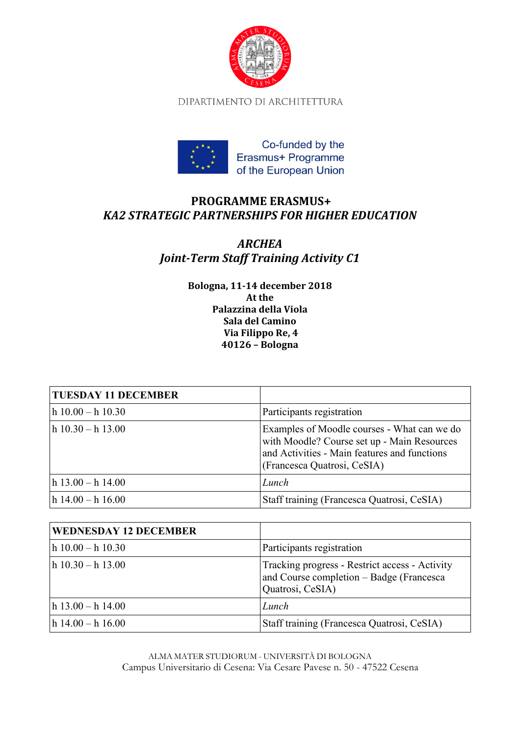DIPARTIMENTO DI ARCHITETTURA

Co-funded by the Erasmus+ Programme of the European Union

# PROGRAMME ERASMUS+
## *KA2 STRATEGIC PARTNERSHIPS FOR HIGHER EDUCATION*

## *ARCHEA*
## *Joint-Term Staff Training Activity C1*

**Bologna, 11-14 december 2018**
**At the**
**Palazzina della Viola**
**Sala del Camino**
**Via Filippo Re, 4**
**40126 – Bologna**

| **TUESDAY 11 DECEMBER** | |
|---|---|
| h 10.00 – h 10.30 | Participants registration |
| h 10.30 – h 13.00 | Examples of Moodle courses - What can we do with Moodle? Course set up - Main Resources and Activities - Main features and functions (Francesca Quatrosi, CeSIA) |
| h 13.00 – h 14.00 | *Lunch* |
| h 14.00 – h 16.00 | Staff training (Francesca Quatrosi, CeSIA) |

| **WEDNESDAY 12 DECEMBER** | |
|---|---|
| h 10.00 – h 10.30 | Participants registration |
| h 10.30 – h 13.00 | Tracking progress - Restrict access - Activity and Course completion – Badge (Francesca Quatrosi, CeSIA) |
| h 13.00 – h 14.00 | *Lunch* |
| h 14.00 – h 16.00 | Staff training (Francesca Quatrosi, CeSIA) |

ALMA MATER STUDIORUM - UNIVERSITÀ DI BOLOGNA
Campus Universitario di Cesena: Via Cesare Pavese n. 50 - 47522 Cesena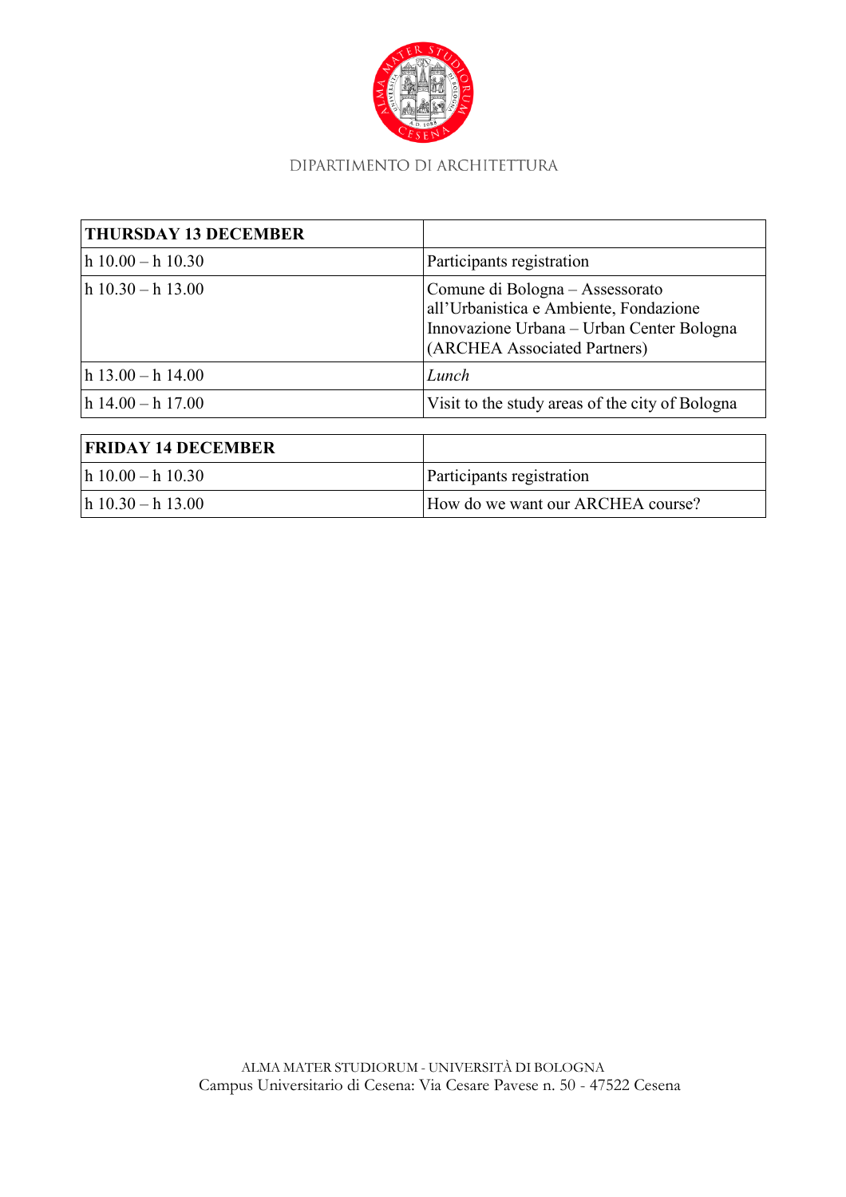DIPARTIMENTO DI ARCHITETTURA

| **THURSDAY 13 DECEMBER** | |
|---|---|
| h 10.00 – h 10.30 | Participants registration |
| h 10.30 – h 13.00 | Comune di Bologna – Assessorato all'Urbanistica e Ambiente, Fondazione Innovazione Urbana – Urban Center Bologna (ARCHEA Associated Partners) |
| h 13.00 – h 14.00 | *Lunch* |
| h 14.00 – h 17.00 | Visit to the study areas of the city of Bologna |

| **FRIDAY 14 DECEMBER** | |
|---|---|
| h 10.00 – h 10.30 | Participants registration |
| h 10.30 – h 13.00 | How do we want our ARCHEA course? |

ALMA MATER STUDIORUM - UNIVERSITÀ DI BOLOGNA
Campus Universitario di Cesena: Via Cesare Pavese n. 50 - 47522 Cesena